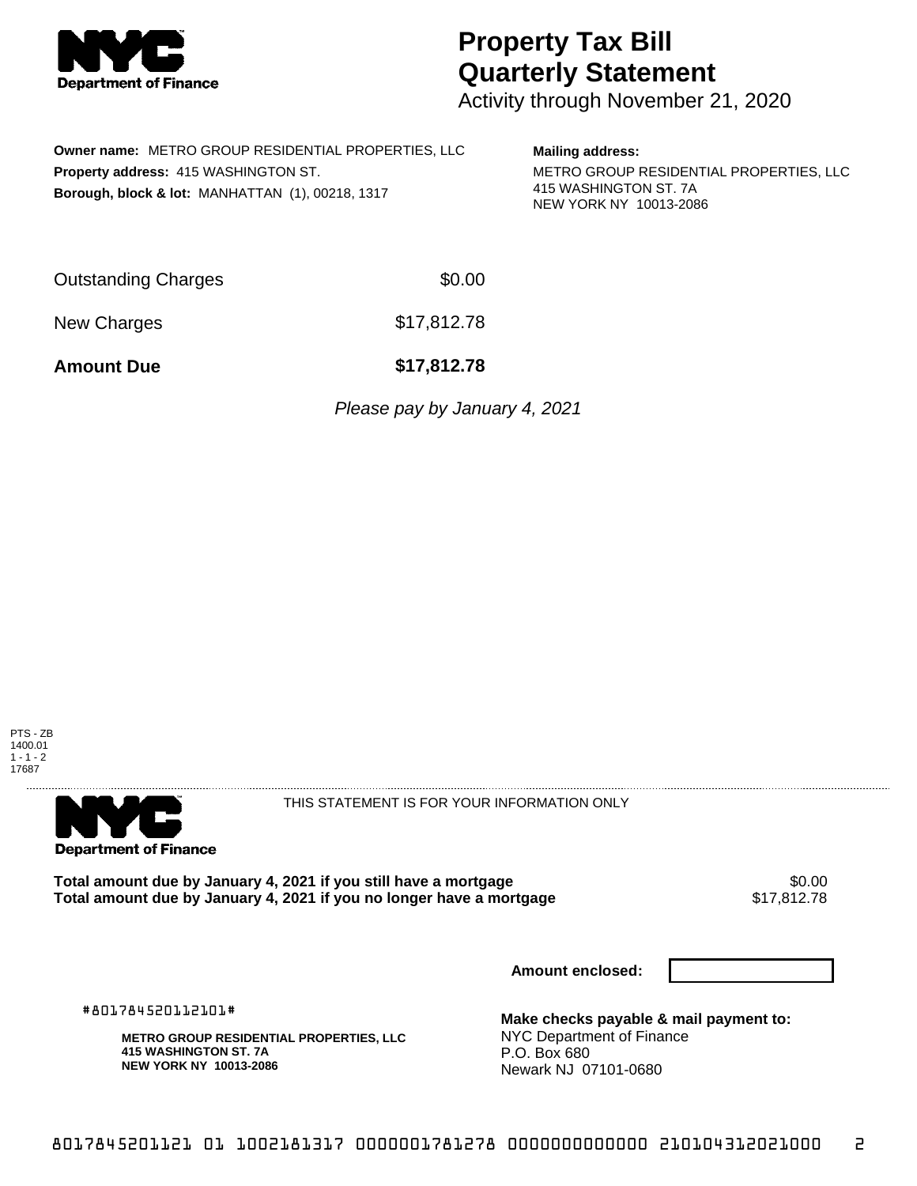NYC Department of Finance

# Property Tax Bill Quarterly Statement

Activity through November 21, 2020

**Owner name:** METRO GROUP RESIDENTIAL PROPERTIES, LLC
**Property address:** 415 WASHINGTON ST.
**Borough, block & lot:** MANHATTAN (1), 00218, 1317

**Mailing address:**
METRO GROUP RESIDENTIAL PROPERTIES, LLC
415 WASHINGTON ST. 7A
NEW YORK NY 10013-2086

| | |
|---|---|
| Outstanding Charges | $0.00 |
| New Charges | $17,812.78 |
| **Amount Due** | **$17,812.78** |

*Please pay by January 4, 2021*

PTS - ZB
1400.01
1 - 1 - 2
17687

---

NYC Department of Finance

THIS STATEMENT IS FOR YOUR INFORMATION ONLY

| | |
|---|---|
| **Total amount due by January 4, 2021 if you still have a mortgage** | $0.00 |
| **Total amount due by January 4, 2021 if you no longer have a mortgage** | $17,812.78 |

**Amount enclosed:**

#801784520112101#

**METRO GROUP RESIDENTIAL PROPERTIES, LLC**
**415 WASHINGTON ST. 7A**
**NEW YORK NY 10013-2086**

**Make checks payable & mail payment to:**
NYC Department of Finance
P.O. Box 680
Newark NJ 07101-0680

8017845201121 01 1002181317 0000001781278 0000000000000 210104312021000 2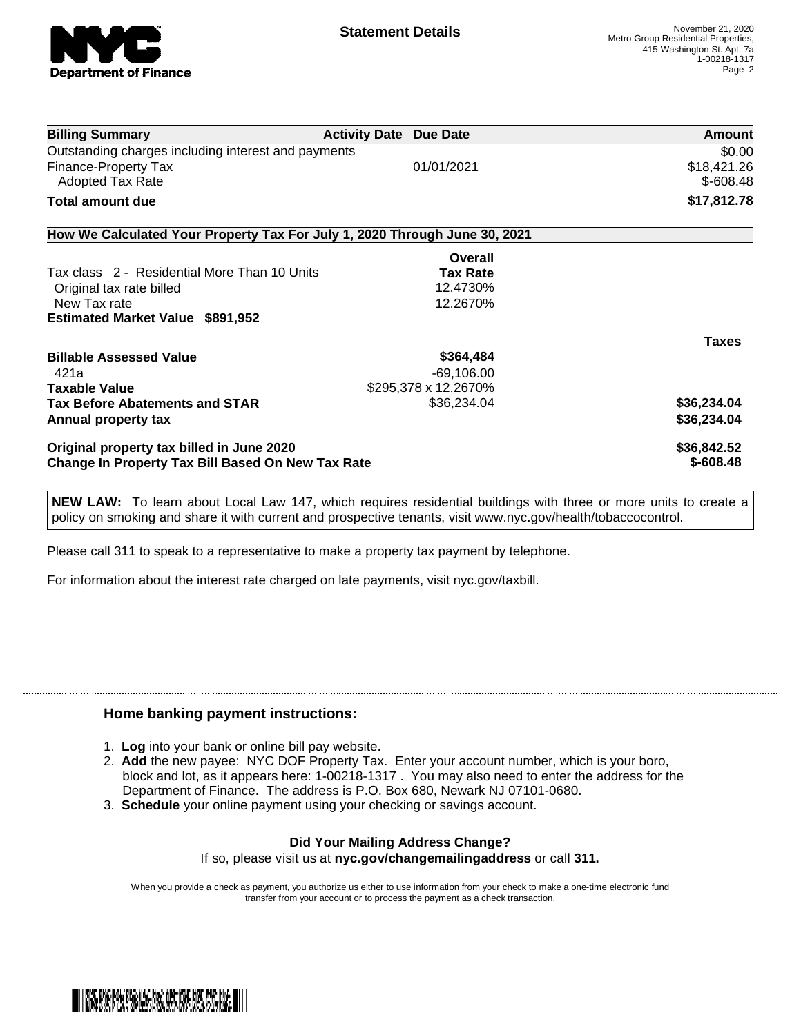**NYC Department of Finance**

## Statement Details

November 21, 2020
Metro Group Residential Properties,
415 Washington St. Apt. 7a
1-00218-1317

| Billing Summary | Activity Date | Due Date | Amount |
|---|---|---|---|
| Outstanding charges including interest and payments | | | $0.00 |
| Finance-Property Tax | | 01/01/2021 | $18,421.26 |
| Adopted Tax Rate | | | $-608.48 |
| **Total amount due** | | | **$17,812.78** |

### How We Calculated Your Property Tax For July 1, 2020 Through June 30, 2021

| | Overall Tax Rate | Taxes |
|---|---|---|
| Tax class 2 - Residential More Than 10 Units | | |
| Original tax rate billed | 12.4730% | |
| New Tax rate | 12.2670% | |
| **Estimated Market Value $891,952** | | |
| **Billable Assessed Value** | **$364,484** | |
| 421a | -69,106.00 | |
| **Taxable Value** | $295,378 x 12.2670% | |
| **Tax Before Abatements and STAR** | $36,234.04 | **$36,234.04** |
| **Annual property tax** | | **$36,234.04** |
| **Original property tax billed in June 2020** | | **$36,842.52** |
| **Change In Property Tax Bill Based On New Tax Rate** | | **$-608.48** |

**NEW LAW:** To learn about Local Law 147, which requires residential buildings with three or more units to create a policy on smoking and share it with current and prospective tenants, visit www.nyc.gov/health/tobaccocontrol.

Please call 311 to speak to a representative to make a property tax payment by telephone.

For information about the interest rate charged on late payments, visit nyc.gov/taxbill.

### Home banking payment instructions:

1. **Log** into your bank or online bill pay website.
2. **Add** the new payee: NYC DOF Property Tax. Enter your account number, which is your boro, block and lot, as it appears here: 1-00218-1317 . You may also need to enter the address for the Department of Finance. The address is P.O. Box 680, Newark NJ 07101-0680.
3. **Schedule** your online payment using your checking or savings account.

**Did Your Mailing Address Change?**
If so, please visit us at **nyc.gov/changemailingaddress** or call **311.**

When you provide a check as payment, you authorize us either to use information from your check to make a one-time electronic fund transfer from your account or to process the payment as a check transaction.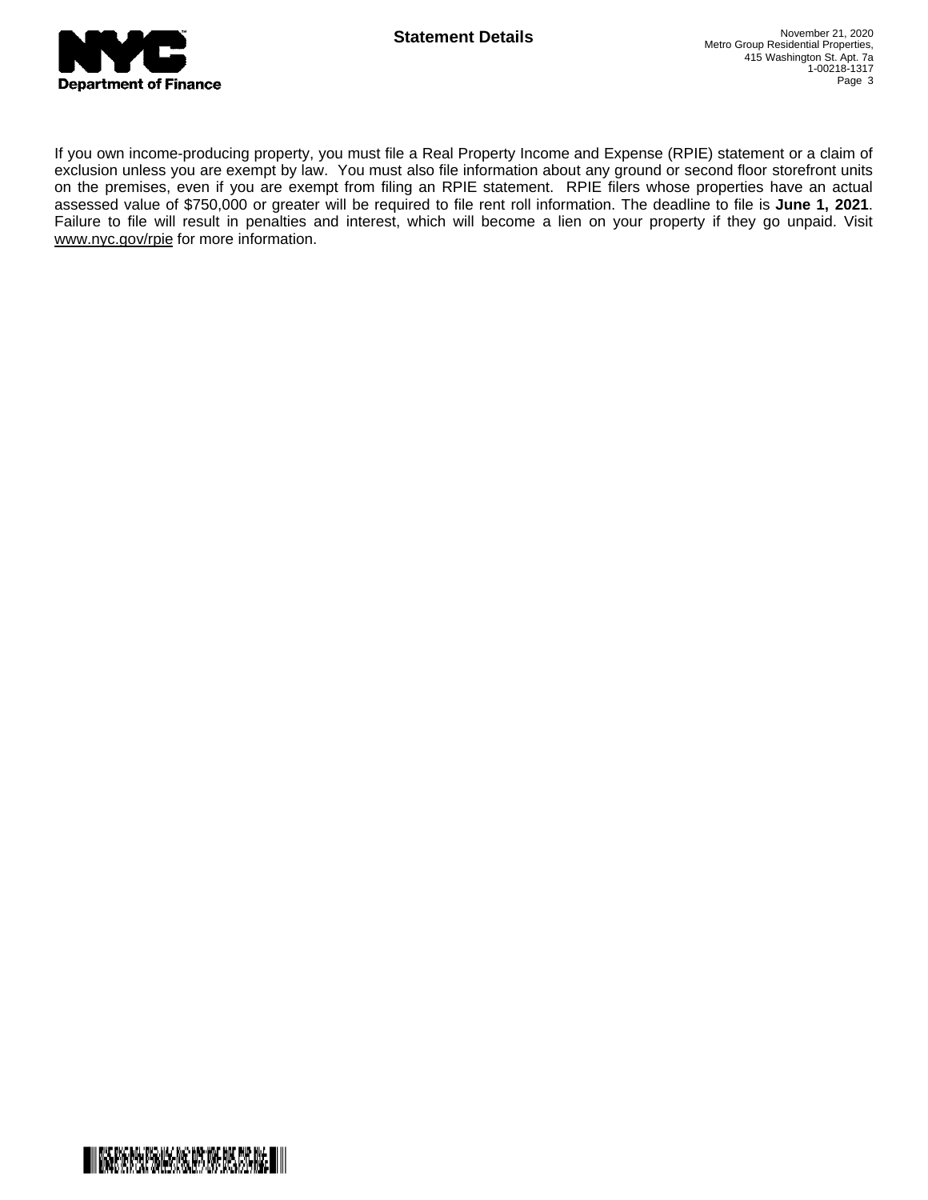If you own income-producing property, you must file a Real Property Income and Expense (RPIE) statement or a claim of exclusion unless you are exempt by law. You must also file information about any ground or second floor storefront units on the premises, even if you are exempt from filing an RPIE statement. RPIE filers whose properties have an actual assessed value of $750,000 or greater will be required to file rent roll information. The deadline to file is **June 1, 2021**. Failure to file will result in penalties and interest, which will become a lien on your property if they go unpaid. Visit www.nyc.gov/rpie for more information.